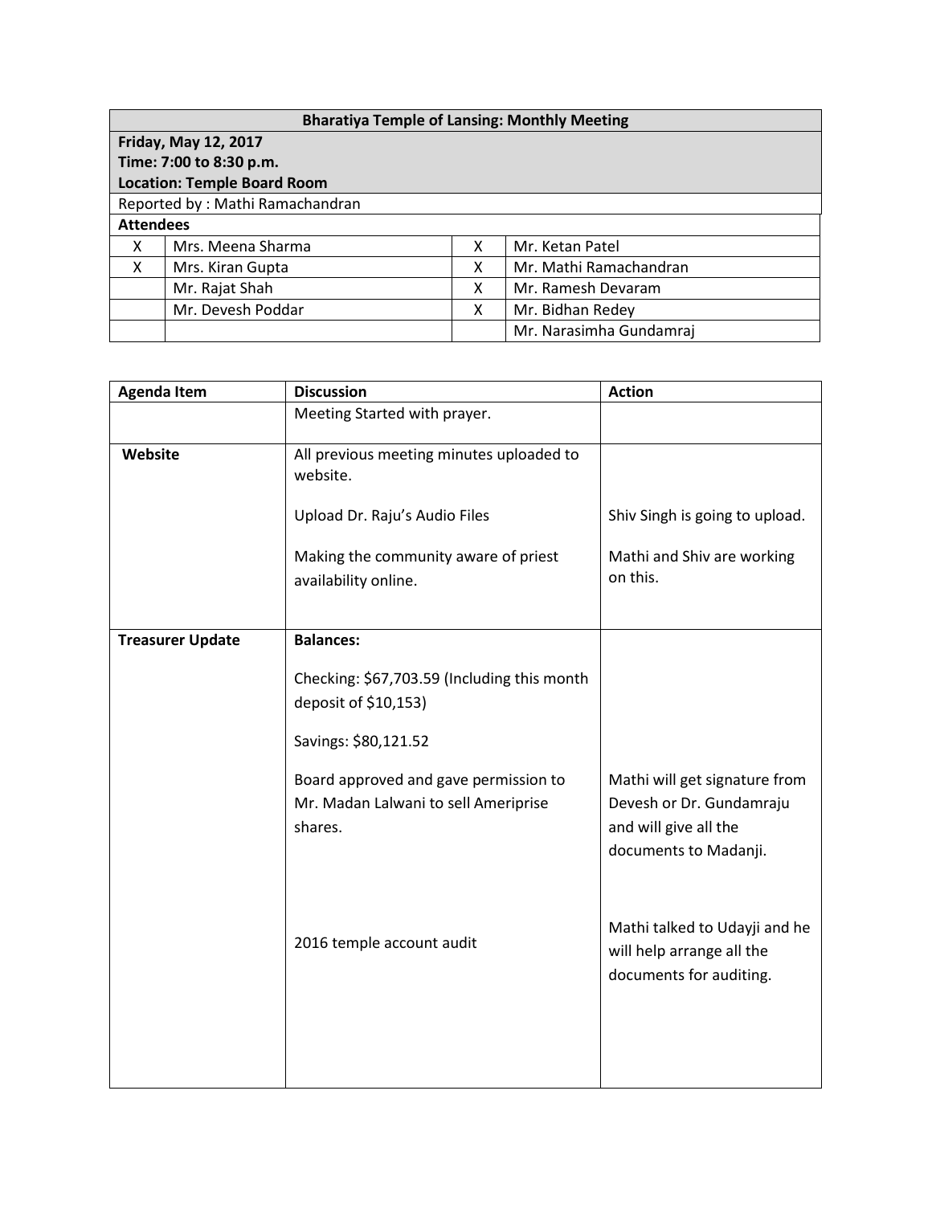| Bharatiya Temple of Lansing: Monthly Meeting | | | |
|---|---|---|---|
| **Friday, May 12, 2017**<br>**Time: 7:00 to 8:30 p.m.**<br>**Location: Temple Board Room** | | | |
| Reported by : Mathi Ramachandran | | | |
| **Attendees** | | | |
| X | Mrs. Meena Sharma | X | Mr. Ketan Patel |
| X | Mrs. Kiran Gupta | X | Mr. Mathi Ramachandran |
| | Mr. Rajat Shah | X | Mr. Ramesh Devaram |
| | Mr. Devesh Poddar | X | Mr. Bidhan Redey |
| | | | Mr. Narasimha Gundamraj |

| Agenda Item | Discussion | Action |
|---|---|---|
| | Meeting Started with prayer. | |
| **Website** | All previous meeting minutes uploaded to website.<br><br>Upload Dr. Raju's Audio Files<br><br>Making the community aware of priest availability online. | <br><br>Shiv Singh is going to upload.<br><br>Mathi and Shiv are working on this. |
| **Treasurer Update** | **Balances:**<br><br>Checking: $67,703.59 (Including this month deposit of $10,153)<br><br>Savings: $80,121.52<br><br>Board approved and gave permission to Mr. Madan Lalwani to sell Ameriprise shares.<br><br>2016 temple account audit | <br><br><br><br><br><br>Mathi will get signature from Devesh or Dr. Gundamraju and will give all the documents to Madanji.<br><br>Mathi talked to Udayji and he will help arrange all the documents for auditing. |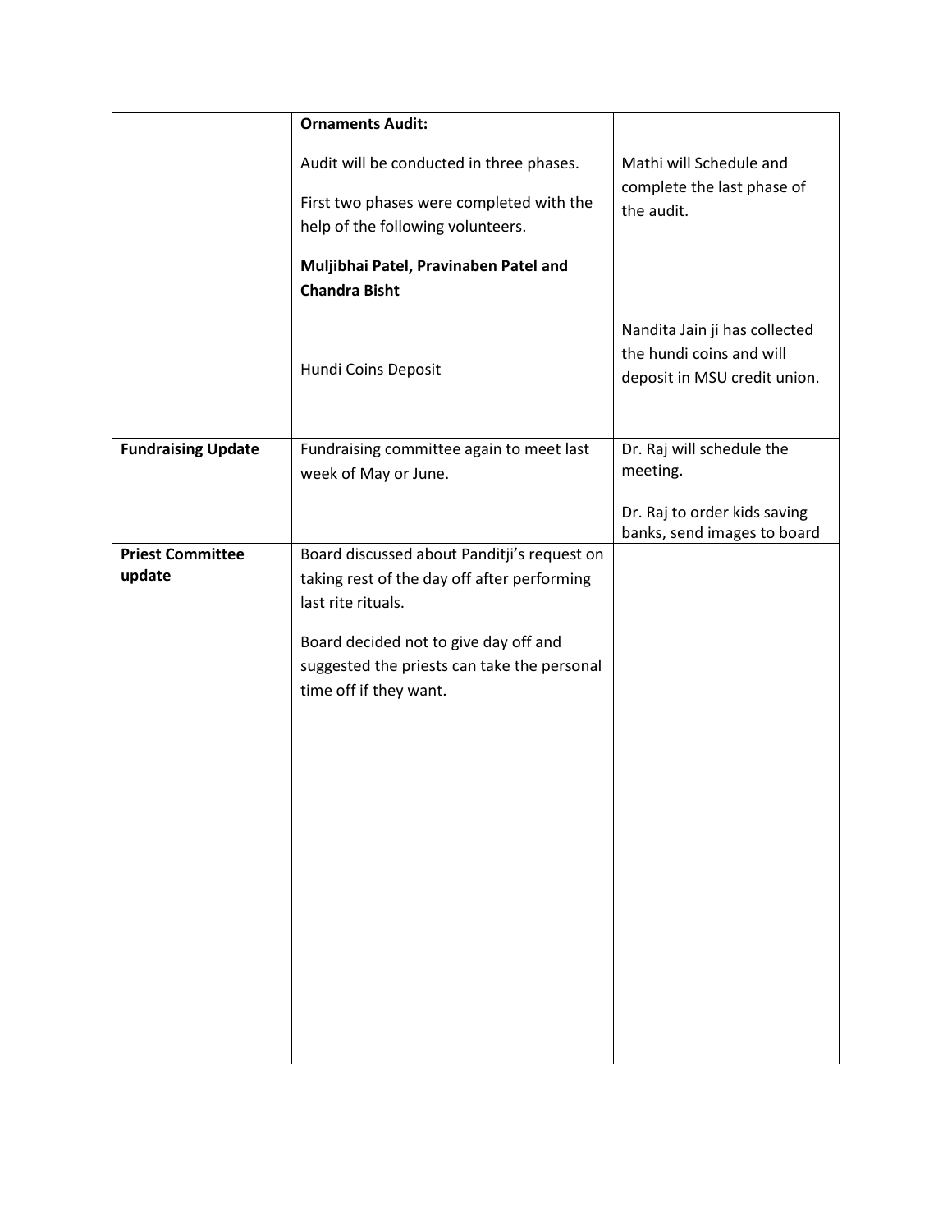| | | |
|---|---|---|
| | **Ornaments Audit:**<br><br>Audit will be conducted in three phases.<br><br>First two phases were completed with the help of the following volunteers.<br><br>**Muljibhai Patel, Pravinaben Patel and Chandra Bisht**<br><br>Hundi Coins Deposit | Mathi will Schedule and complete the last phase of the audit.<br><br>Nandita Jain ji has collected the hundi coins and will deposit in MSU credit union. |
| **Fundraising Update** | Fundraising committee again to meet last week of May or June. | Dr. Raj will schedule the meeting.<br><br>Dr. Raj to order kids saving banks, send images to board |
| **Priest Committee update** | Board discussed about Panditji's request on taking rest of the day off after performing last rite rituals.<br><br>Board decided not to give day off and suggested the priests can take the personal time off if they want. | |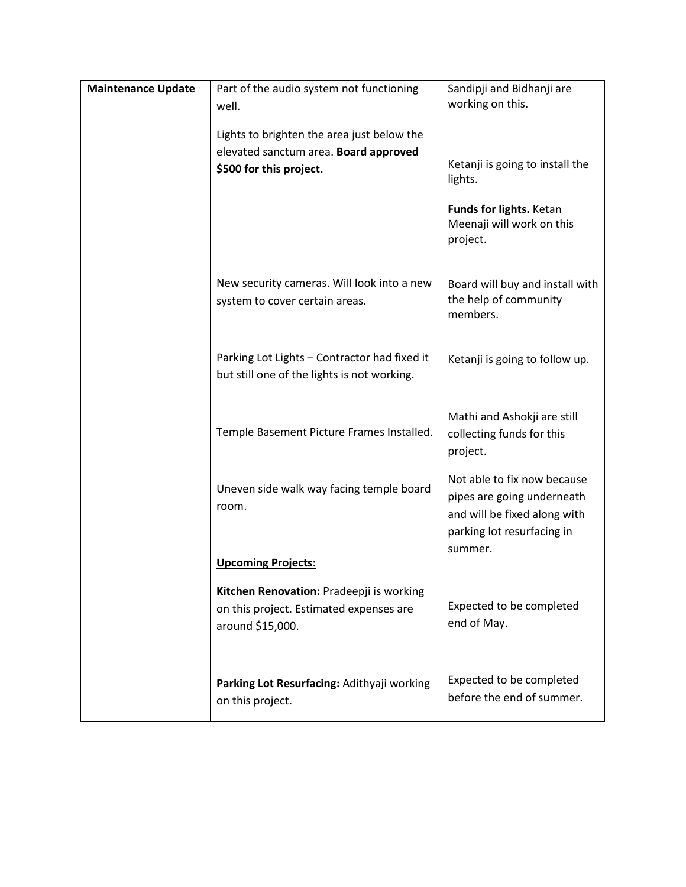| | | |
|---|---|---|
| **Maintenance Update** | Part of the audio system not functioning well. | Sandipji and Bidhanji are working on this. |
| | Lights to brighten the area just below the elevated sanctum area. **Board approved $500 for this project.** | Ketanji is going to install the lights.<br><br>**Funds for lights.** Ketan Meenaji will work on this project. |
| | New security cameras. Will look into a new system to cover certain areas. | Board will buy and install with the help of community members. |
| | Parking Lot Lights – Contractor had fixed it but still one of the lights is not working. | Ketanji is going to follow up. |
| | Temple Basement Picture Frames Installed. | Mathi and Ashokji are still collecting funds for this project. |
| | Uneven side walk way facing temple board room. | Not able to fix now because pipes are going underneath and will be fixed along with parking lot resurfacing in summer. |
| | **<u>Upcoming Projects:</u>** | |
| | **Kitchen Renovation:** Pradeepji is working on this project. Estimated expenses are around $15,000. | Expected to be completed end of May. |
| | **Parking Lot Resurfacing:** Adithyaji working on this project. | Expected to be completed before the end of summer. |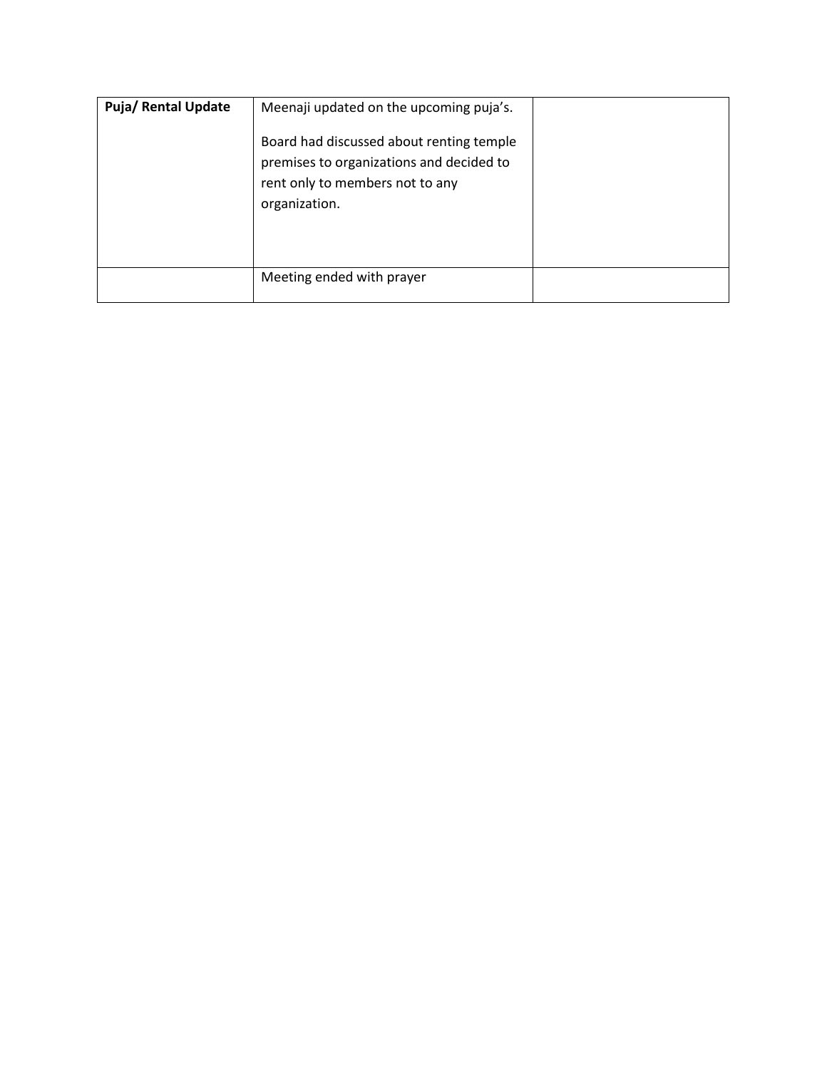| | | |
|---|---|---|
| **Puja/ Rental Update** | Meenaji updated on the upcoming puja's.<br><br>Board had discussed about renting temple premises to organizations and decided to rent only to members not to any organization. | |
| | Meeting ended with prayer | |